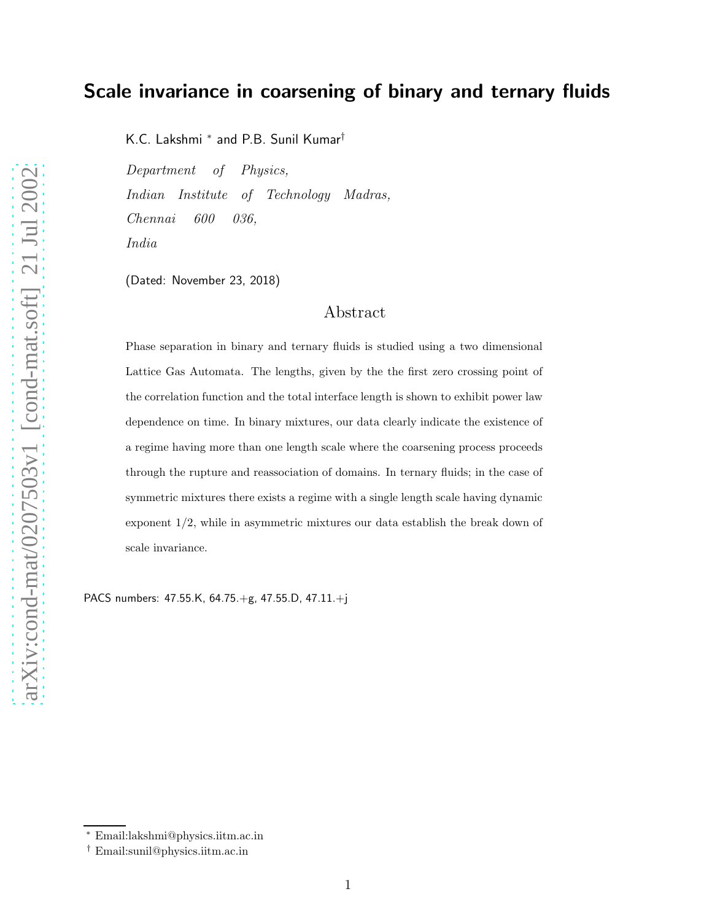# Scale invariance in coarsening of binary and ternary fluids

K.C. Lakshmi * and P.B. Sunil Kumar†

*Department of Physics,*
*Indian Institute of Technology Madras,*
*Chennai 600 036,*
*India*

(Dated: November 23, 2018)

## Abstract

Phase separation in binary and ternary fluids is studied using a two dimensional Lattice Gas Automata. The lengths, given by the the first zero crossing point of the correlation function and the total interface length is shown to exhibit power law dependence on time. In binary mixtures, our data clearly indicate the existence of a regime having more than one length scale where the coarsening process proceeds through the rupture and reassociation of domains. In ternary fluids; in the case of symmetric mixtures there exists a regime with a single length scale having dynamic exponent 1/2, while in asymmetric mixtures our data establish the break down of scale invariance.

PACS numbers: 47.55.K, 64.75.+g, 47.55.D, 47.11.+j

---

* Email:lakshmi@physics.iitm.ac.in
† Email:sunil@physics.iitm.ac.in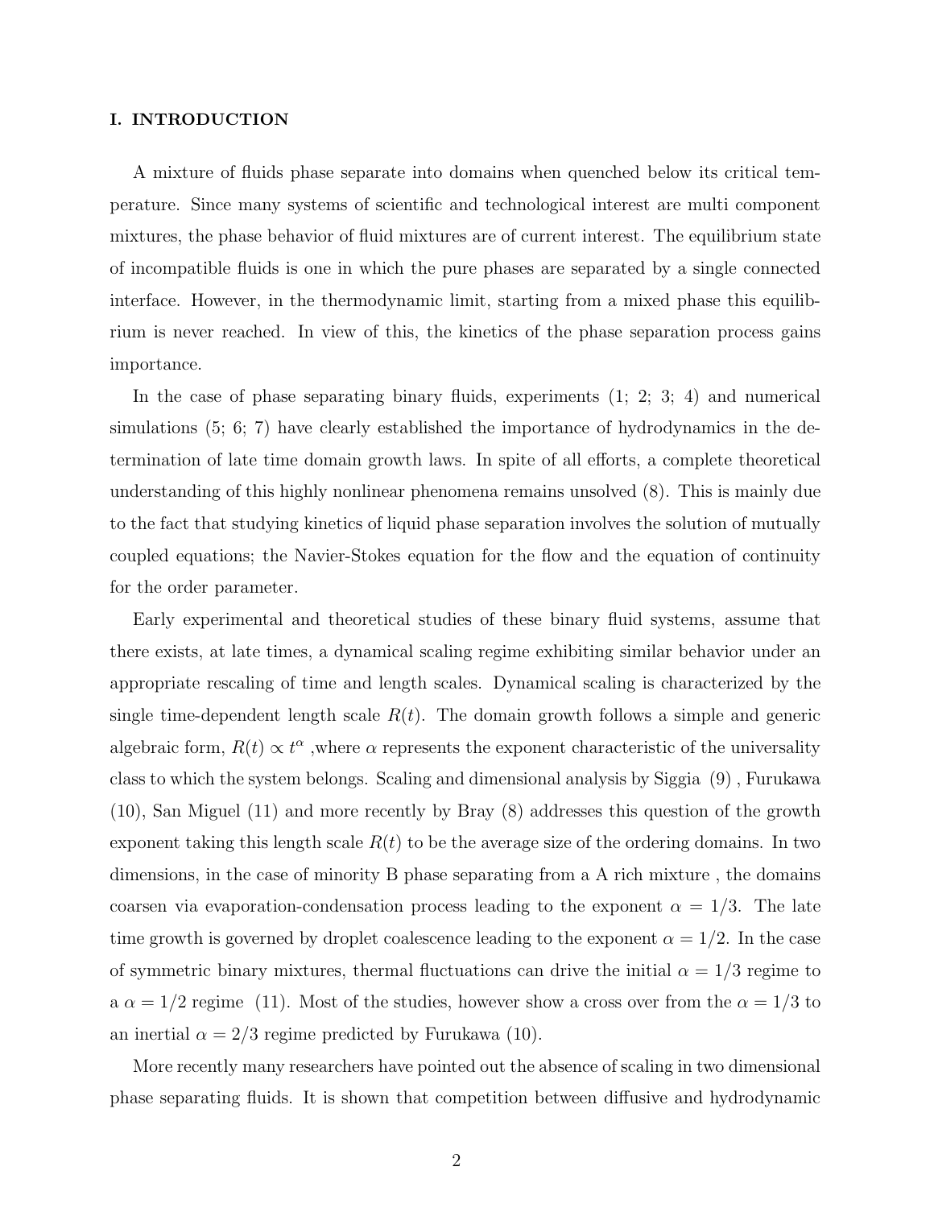## I. INTRODUCTION

A mixture of fluids phase separate into domains when quenched below its critical temperature. Since many systems of scientific and technological interest are multi component mixtures, the phase behavior of fluid mixtures are of current interest. The equilibrium state of incompatible fluids is one in which the pure phases are separated by a single connected interface. However, in the thermodynamic limit, starting from a mixed phase this equilibrium is never reached. In view of this, the kinetics of the phase separation process gains importance.

In the case of phase separating binary fluids, experiments (1; 2; 3; 4) and numerical simulations (5; 6; 7) have clearly established the importance of hydrodynamics in the determination of late time domain growth laws. In spite of all efforts, a complete theoretical understanding of this highly nonlinear phenomena remains unsolved (8). This is mainly due to the fact that studying kinetics of liquid phase separation involves the solution of mutually coupled equations; the Navier-Stokes equation for the flow and the equation of continuity for the order parameter.

Early experimental and theoretical studies of these binary fluid systems, assume that there exists, at late times, a dynamical scaling regime exhibiting similar behavior under an appropriate rescaling of time and length scales. Dynamical scaling is characterized by the single time-dependent length scale $R(t)$. The domain growth follows a simple and generic algebraic form, $R(t) \propto t^{\alpha}$ ,where $\alpha$ represents the exponent characteristic of the universality class to which the system belongs. Scaling and dimensional analysis by Siggia (9) , Furukawa (10), San Miguel (11) and more recently by Bray (8) addresses this question of the growth exponent taking this length scale $R(t)$ to be the average size of the ordering domains. In two dimensions, in the case of minority B phase separating from a A rich mixture , the domains coarsen via evaporation-condensation process leading to the exponent $\alpha = 1/3$. The late time growth is governed by droplet coalescence leading to the exponent $\alpha = 1/2$. In the case of symmetric binary mixtures, thermal fluctuations can drive the initial $\alpha = 1/3$ regime to a $\alpha = 1/2$ regime (11). Most of the studies, however show a cross over from the $\alpha = 1/3$ to an inertial $\alpha = 2/3$ regime predicted by Furukawa (10).

More recently many researchers have pointed out the absence of scaling in two dimensional phase separating fluids. It is shown that competition between diffusive and hydrodynamic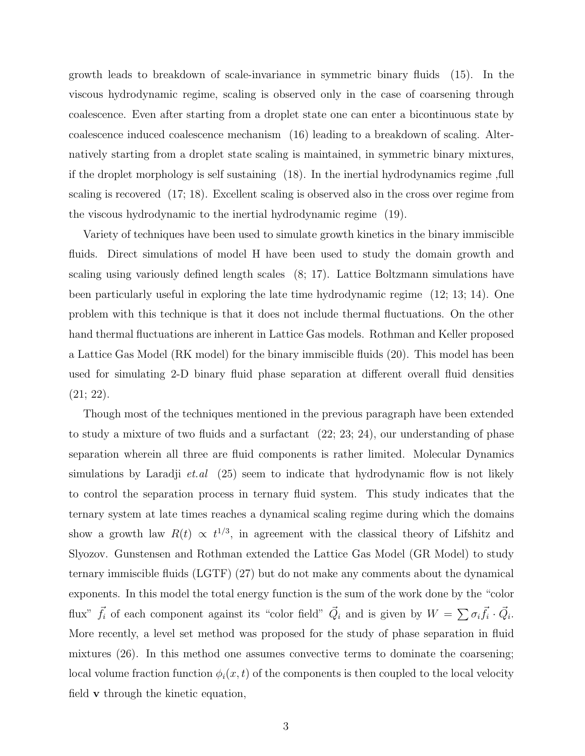growth leads to breakdown of scale-invariance in symmetric binary fluids (15). In the viscous hydrodynamic regime, scaling is observed only in the case of coarsening through coalescence. Even after starting from a droplet state one can enter a bicontinuous state by coalescence induced coalescence mechanism (16) leading to a breakdown of scaling. Alternatively starting from a droplet state scaling is maintained, in symmetric binary mixtures, if the droplet morphology is self sustaining (18). In the inertial hydrodynamics regime ,full scaling is recovered (17; 18). Excellent scaling is observed also in the cross over regime from the viscous hydrodynamic to the inertial hydrodynamic regime (19).

Variety of techniques have been used to simulate growth kinetics in the binary immiscible fluids. Direct simulations of model H have been used to study the domain growth and scaling using variously defined length scales (8; 17). Lattice Boltzmann simulations have been particularly useful in exploring the late time hydrodynamic regime (12; 13; 14). One problem with this technique is that it does not include thermal fluctuations. On the other hand thermal fluctuations are inherent in Lattice Gas models. Rothman and Keller proposed a Lattice Gas Model (RK model) for the binary immiscible fluids (20). This model has been used for simulating 2-D binary fluid phase separation at different overall fluid densities (21; 22).

Though most of the techniques mentioned in the previous paragraph have been extended to study a mixture of two fluids and a surfactant (22; 23; 24), our understanding of phase separation wherein all three are fluid components is rather limited. Molecular Dynamics simulations by Laradji *et.al* (25) seem to indicate that hydrodynamic flow is not likely to control the separation process in ternary fluid system. This study indicates that the ternary system at late times reaches a dynamical scaling regime during which the domains show a growth law $R(t) \propto t^{1/3}$, in agreement with the classical theory of Lifshitz and Slyozov. Gunstensen and Rothman extended the Lattice Gas Model (GR Model) to study ternary immiscible fluids (LGTF) (27) but do not make any comments about the dynamical exponents. In this model the total energy function is the sum of the work done by the "color flux" $\vec{f_i}$ of each component against its "color field" $\vec{Q_i}$ and is given by $W = \sum \sigma_i \vec{f_i} \cdot \vec{Q_i}$. More recently, a level set method was proposed for the study of phase separation in fluid mixtures (26). In this method one assumes convective terms to dominate the coarsening; local volume fraction function $\phi_i(x,t)$ of the components is then coupled to the local velocity field $\mathbf{v}$ through the kinetic equation,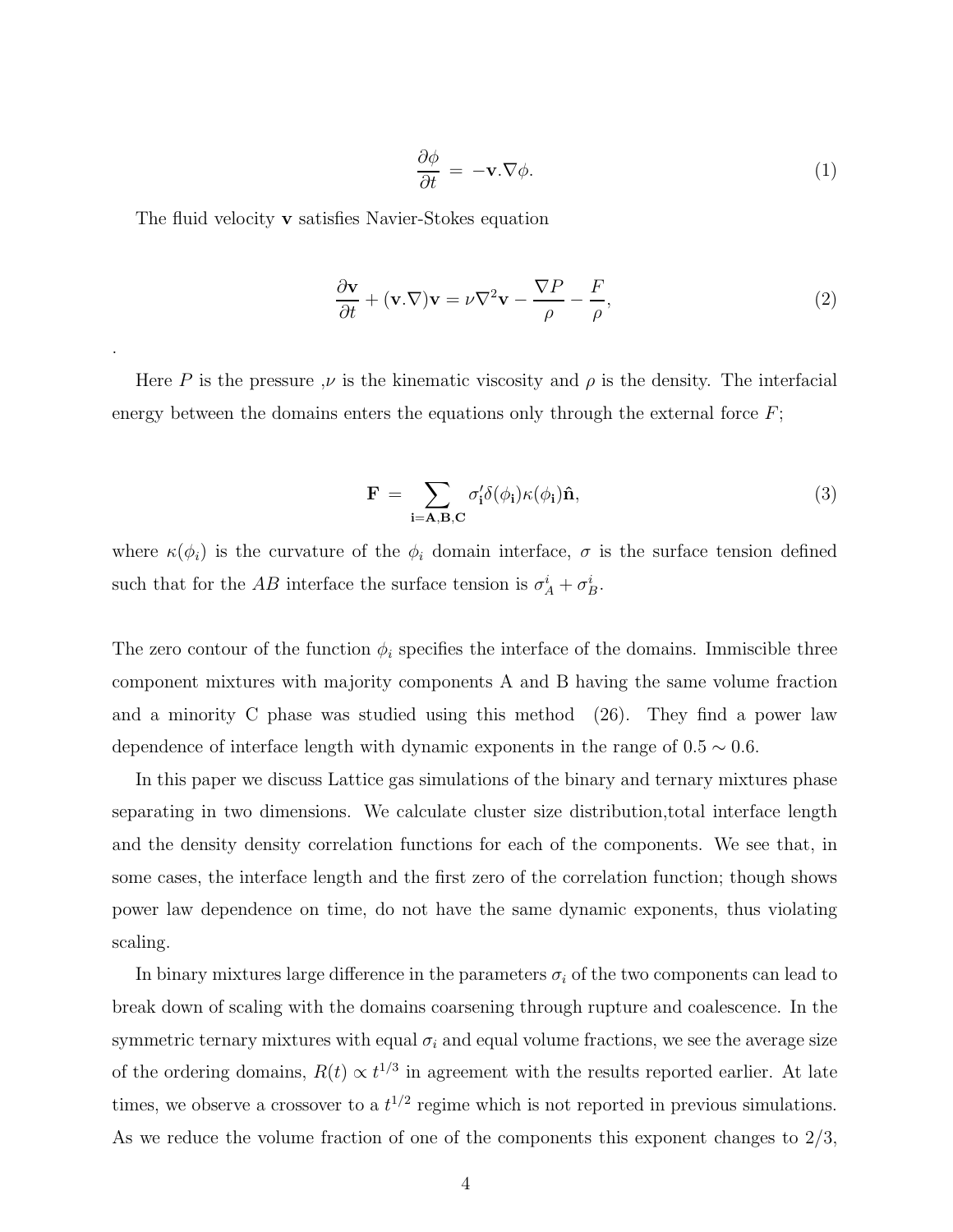$$\frac{\partial \phi}{\partial t} = -\mathbf{v}.\nabla\phi. \tag{1}$$

The fluid velocity $\mathbf{v}$ satisfies Navier-Stokes equation

$$\frac{\partial \mathbf{v}}{\partial t} + (\mathbf{v}.\nabla)\mathbf{v} = \nu\nabla^2\mathbf{v} - \frac{\nabla P}{\rho} - \frac{F}{\rho}, \tag{2}$$

.

Here $P$ is the pressure ,$\nu$ is the kinematic viscosity and $\rho$ is the density. The interfacial energy between the domains enters the equations only through the external force $F$;

$$\mathbf{F} = \sum_{\mathbf{i}=\mathbf{A},\mathbf{B},\mathbf{C}} \sigma'_{\mathbf{i}}\delta(\phi_{\mathbf{i}})\kappa(\phi_{\mathbf{i}})\hat{\mathbf{n}}, \tag{3}$$

where $\kappa(\phi_i)$ is the curvature of the $\phi_i$ domain interface, $\sigma$ is the surface tension defined such that for the $AB$ interface the surface tension is $\sigma_A^i + \sigma_B^i$.

The zero contour of the function $\phi_i$ specifies the interface of the domains. Immiscible three component mixtures with majority components A and B having the same volume fraction and a minority C phase was studied using this method (26). They find a power law dependence of interface length with dynamic exponents in the range of $0.5 \sim 0.6$.

In this paper we discuss Lattice gas simulations of the binary and ternary mixtures phase separating in two dimensions. We calculate cluster size distribution,total interface length and the density density correlation functions for each of the components. We see that, in some cases, the interface length and the first zero of the correlation function; though shows power law dependence on time, do not have the same dynamic exponents, thus violating scaling.

In binary mixtures large difference in the parameters $\sigma_i$ of the two components can lead to break down of scaling with the domains coarsening through rupture and coalescence. In the symmetric ternary mixtures with equal $\sigma_i$ and equal volume fractions, we see the average size of the ordering domains, $R(t) \propto t^{1/3}$ in agreement with the results reported earlier. At late times, we observe a crossover to a $t^{1/2}$ regime which is not reported in previous simulations. As we reduce the volume fraction of one of the components this exponent changes to 2/3,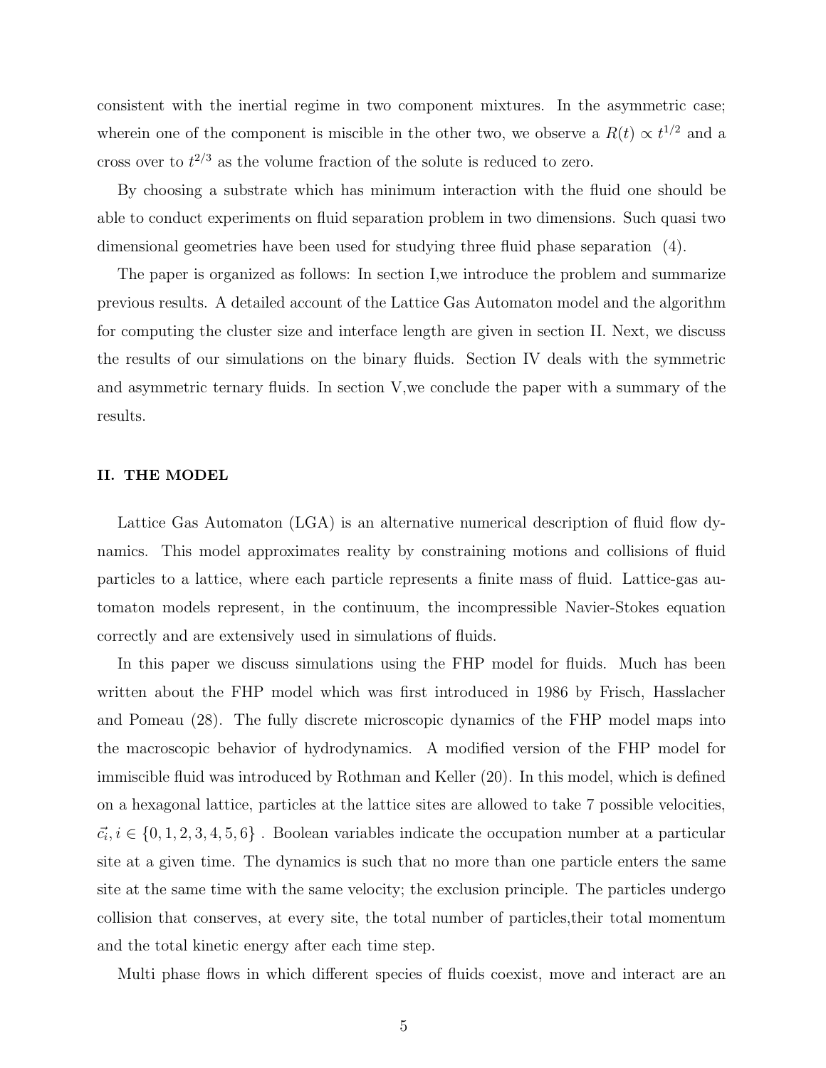consistent with the inertial regime in two component mixtures. In the asymmetric case; wherein one of the component is miscible in the other two, we observe a $R(t) \propto t^{1/2}$ and a cross over to $t^{2/3}$ as the volume fraction of the solute is reduced to zero.

By choosing a substrate which has minimum interaction with the fluid one should be able to conduct experiments on fluid separation problem in two dimensions. Such quasi two dimensional geometries have been used for studying three fluid phase separation (4).

The paper is organized as follows: In section I,we introduce the problem and summarize previous results. A detailed account of the Lattice Gas Automaton model and the algorithm for computing the cluster size and interface length are given in section II. Next, we discuss the results of our simulations on the binary fluids. Section IV deals with the symmetric and asymmetric ternary fluids. In section V,we conclude the paper with a summary of the results.

## II. THE MODEL

Lattice Gas Automaton (LGA) is an alternative numerical description of fluid flow dynamics. This model approximates reality by constraining motions and collisions of fluid particles to a lattice, where each particle represents a finite mass of fluid. Lattice-gas automaton models represent, in the continuum, the incompressible Navier-Stokes equation correctly and are extensively used in simulations of fluids.

In this paper we discuss simulations using the FHP model for fluids. Much has been written about the FHP model which was first introduced in 1986 by Frisch, Hasslacher and Pomeau (28). The fully discrete microscopic dynamics of the FHP model maps into the macroscopic behavior of hydrodynamics. A modified version of the FHP model for immiscible fluid was introduced by Rothman and Keller (20). In this model, which is defined on a hexagonal lattice, particles at the lattice sites are allowed to take 7 possible velocities, $\vec{c_i}, i \in \{0, 1, 2, 3, 4, 5, 6\}$ . Boolean variables indicate the occupation number at a particular site at a given time. The dynamics is such that no more than one particle enters the same site at the same time with the same velocity; the exclusion principle. The particles undergo collision that conserves, at every site, the total number of particles,their total momentum and the total kinetic energy after each time step.

Multi phase flows in which different species of fluids coexist, move and interact are an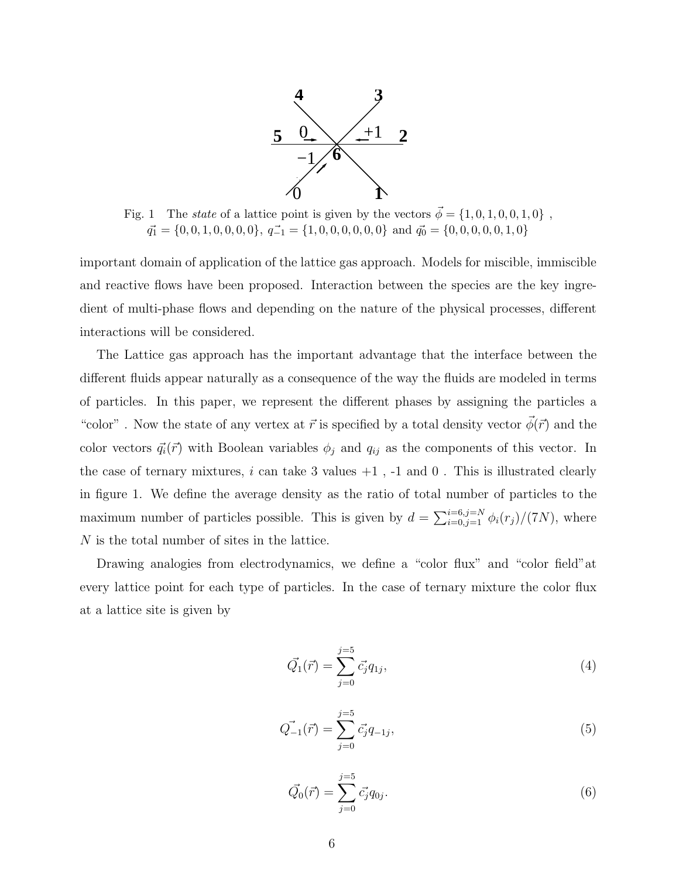Fig. 1 The *state* of a lattice point is given by the vectors $\vec{\phi} = \{1, 0, 1, 0, 0, 1, 0\}$ , $\vec{q_1} = \{0, 0, 1, 0, 0, 0, 0\}$, $\vec{q_{-1}} = \{1, 0, 0, 0, 0, 0, 0\}$ and $\vec{q_0} = \{0, 0, 0, 0, 0, 1, 0\}$

important domain of application of the lattice gas approach. Models for miscible, immiscible and reactive flows have been proposed. Interaction between the species are the key ingredient of multi-phase flows and depending on the nature of the physical processes, different interactions will be considered.

The Lattice gas approach has the important advantage that the interface between the different fluids appear naturally as a consequence of the way the fluids are modeled in terms of particles. In this paper, we represent the different phases by assigning the particles a "color" . Now the state of any vertex at $\vec{r}$ is specified by a total density vector $\vec{\phi}(\vec{r})$ and the color vectors $\vec{q_i}(\vec{r})$ with Boolean variables $\phi_j$ and $q_{ij}$ as the components of this vector. In the case of ternary mixtures, $i$ can take 3 values +1 , -1 and 0 . This is illustrated clearly in figure 1. We define the average density as the ratio of total number of particles to the maximum number of particles possible. This is given by $d = \sum_{i=0,j=1}^{i=6,j=N} \phi_i(r_j)/(7N)$, where $N$ is the total number of sites in the lattice.

Drawing analogies from electrodynamics, we define a "color flux" and "color field"at every lattice point for each type of particles. In the case of ternary mixture the color flux at a lattice site is given by

$$\vec{Q_1}(\vec{r}) = \sum_{j=0}^{j=5} \vec{c_j} q_{1j}, \tag{4}$$

$$\vec{Q_{-1}}(\vec{r}) = \sum_{j=0}^{j=5} \vec{c_j} q_{-1j}, \tag{5}$$

$$\vec{Q_0}(\vec{r}) = \sum_{j=0}^{j=5} \vec{c_j} q_{0j}. \tag{6}$$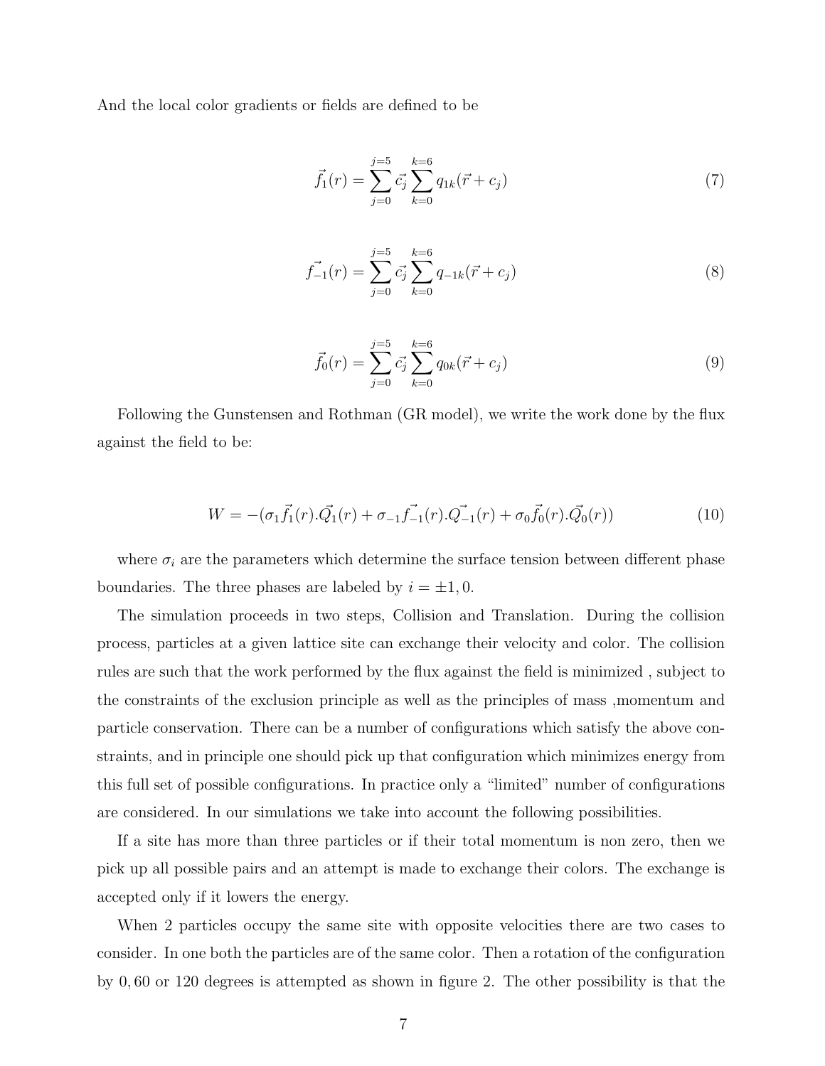And the local color gradients or fields are defined to be

$$\vec{f_1}(r) = \sum_{j=0}^{j=5} \vec{c_j} \sum_{k=0}^{k=6} q_{1k}(\vec{r} + c_j) \tag{7}$$

$$\vec{f_{-1}}(r) = \sum_{j=0}^{j=5} \vec{c_j} \sum_{k=0}^{k=6} q_{-1k}(\vec{r} + c_j) \tag{8}$$

$$\vec{f_0}(r) = \sum_{j=0}^{j=5} \vec{c_j} \sum_{k=0}^{k=6} q_{0k}(\vec{r} + c_j) \tag{9}$$

Following the Gunstensen and Rothman (GR model), we write the work done by the flux against the field to be:

$$W = -(\sigma_1 \vec{f_1}(r).\vec{Q_1}(r) + \sigma_{-1}\vec{f_{-1}}(r).\vec{Q_{-1}}(r) + \sigma_0 \vec{f_0}(r).\vec{Q_0}(r)) \tag{10}$$

where $\sigma_i$ are the parameters which determine the surface tension between different phase boundaries. The three phases are labeled by $i = \pm 1, 0$.

The simulation proceeds in two steps, Collision and Translation. During the collision process, particles at a given lattice site can exchange their velocity and color. The collision rules are such that the work performed by the flux against the field is minimized , subject to the constraints of the exclusion principle as well as the principles of mass ,momentum and particle conservation. There can be a number of configurations which satisfy the above constraints, and in principle one should pick up that configuration which minimizes energy from this full set of possible configurations. In practice only a "limited" number of configurations are considered. In our simulations we take into account the following possibilities.

If a site has more than three particles or if their total momentum is non zero, then we pick up all possible pairs and an attempt is made to exchange their colors. The exchange is accepted only if it lowers the energy.

When 2 particles occupy the same site with opposite velocities there are two cases to consider. In one both the particles are of the same color. Then a rotation of the configuration by $0, 60$ or $120$ degrees is attempted as shown in figure 2. The other possibility is that the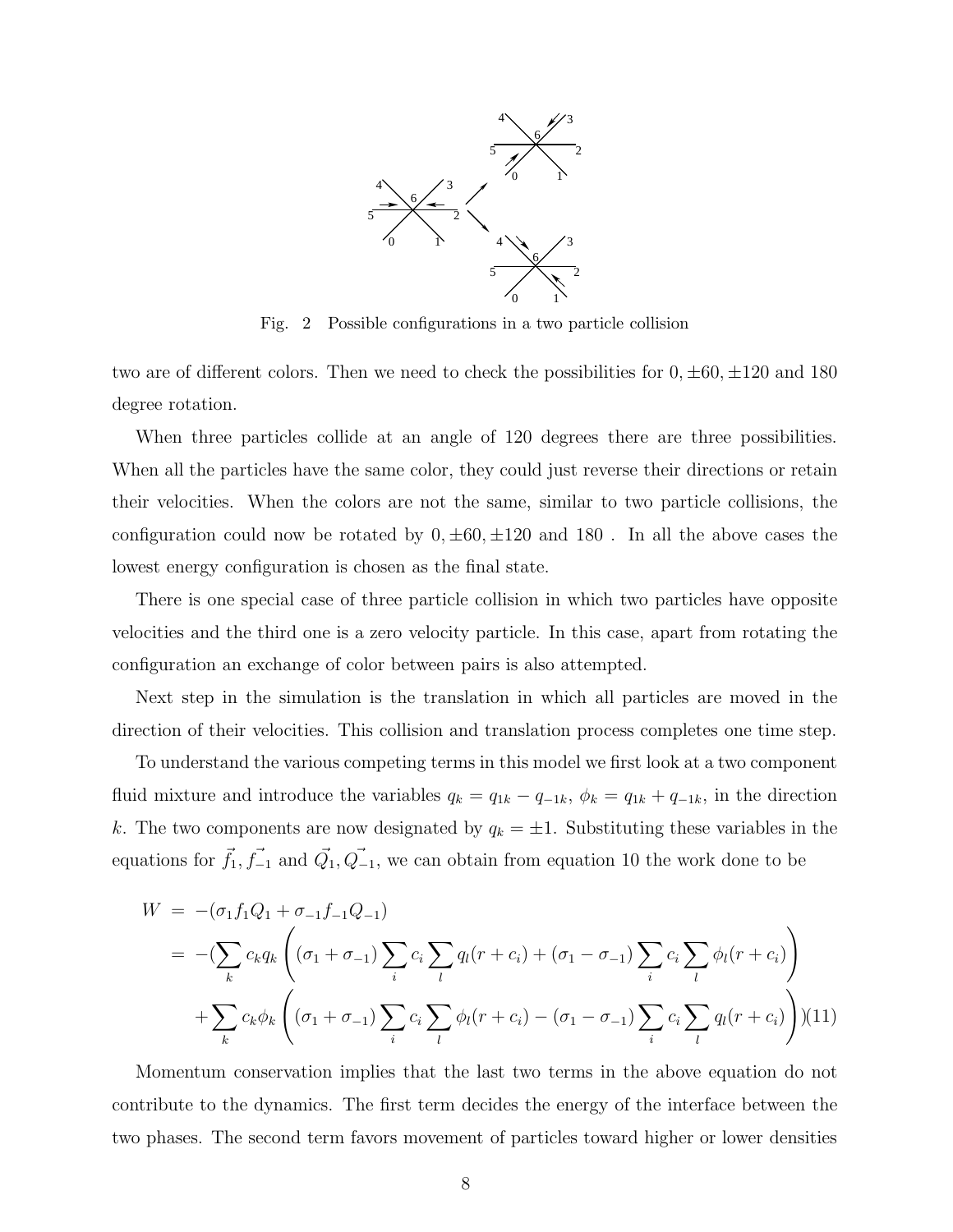Fig. 2 Possible configurations in a two particle collision

two are of different colors. Then we need to check the possibilities for $0, \pm 60, \pm 120$ and 180 degree rotation.

When three particles collide at an angle of 120 degrees there are three possibilities. When all the particles have the same color, they could just reverse their directions or retain their velocities. When the colors are not the same, similar to two particle collisions, the configuration could now be rotated by $0, \pm 60, \pm 120$ and 180 . In all the above cases the lowest energy configuration is chosen as the final state.

There is one special case of three particle collision in which two particles have opposite velocities and the third one is a zero velocity particle. In this case, apart from rotating the configuration an exchange of color between pairs is also attempted.

Next step in the simulation is the translation in which all particles are moved in the direction of their velocities. This collision and translation process completes one time step.

To understand the various competing terms in this model we first look at a two component fluid mixture and introduce the variables $q_k = q_{1k} - q_{-1k}$, $\phi_k = q_{1k} + q_{-1k}$, in the direction $k$. The two components are now designated by $q_k = \pm 1$. Substituting these variables in the equations for $\vec{f_1}, \vec{f_{-1}}$ and $\vec{Q_1}, \vec{Q_{-1}}$, we can obtain from equation 10 the work done to be

$$
\begin{aligned}
W &= -(\sigma_1 f_1 Q_1 + \sigma_{-1} f_{-1} Q_{-1}) \\
&= -(\sum_k c_k q_k \left( (\sigma_1 + \sigma_{-1}) \sum_i c_i \sum_l q_l(r + c_i) + (\sigma_1 - \sigma_{-1}) \sum_i c_i \sum_l \phi_l(r + c_i) \right) \\
&\quad + \sum_k c_k \phi_k \left( (\sigma_1 + \sigma_{-1}) \sum_i c_i \sum_l \phi_l(r + c_i) - (\sigma_1 - \sigma_{-1}) \sum_i c_i \sum_l q_l(r + c_i) \right)) \qquad (11)
\end{aligned}
$$

Momentum conservation implies that the last two terms in the above equation do not contribute to the dynamics. The first term decides the energy of the interface between the two phases. The second term favors movement of particles toward higher or lower densities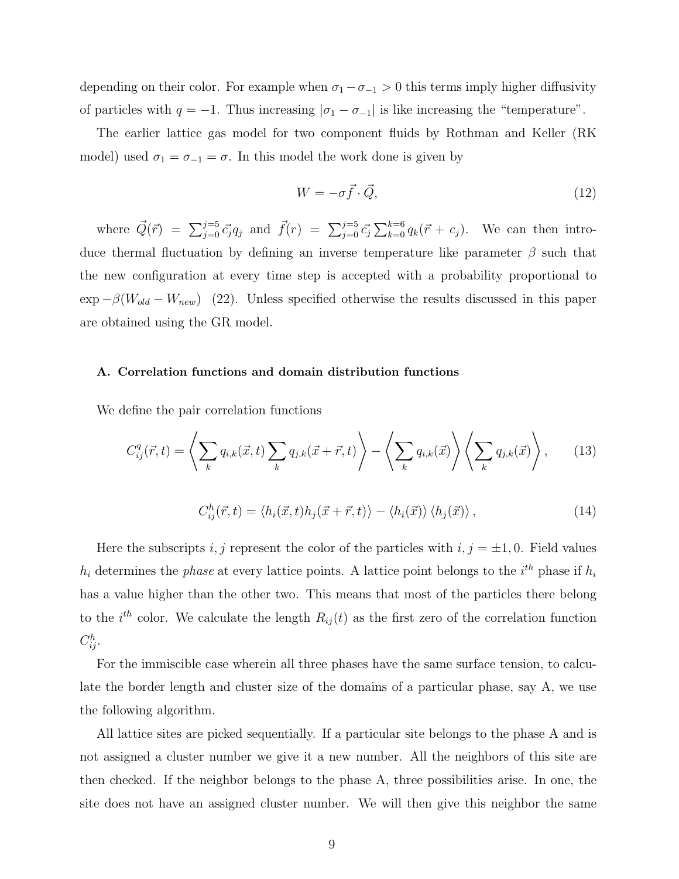depending on their color. For example when $\sigma_1 - \sigma_{-1} > 0$ this terms imply higher diffusivity of particles with $q = -1$. Thus increasing $|\sigma_1 - \sigma_{-1}|$ is like increasing the "temperature".

The earlier lattice gas model for two component fluids by Rothman and Keller (RK model) used $\sigma_1 = \sigma_{-1} = \sigma$. In this model the work done is given by

$$W = -\sigma \vec{f} \cdot \vec{Q}, \tag{12}$$

where $\vec{Q}(\vec{r}) = \sum_{j=0}^{j=5} \vec{c_j} q_j$ and $\vec{f}(r) = \sum_{j=0}^{j=5} \vec{c_j} \sum_{k=0}^{k=6} q_k(\vec{r} + c_j)$. We can then introduce thermal fluctuation by defining an inverse temperature like parameter $\beta$ such that the new configuration at every time step is accepted with a probability proportional to $\exp -\beta(W_{old} - W_{new})$ (22). Unless specified otherwise the results discussed in this paper are obtained using the GR model.

### A. Correlation functions and domain distribution functions

We define the pair correlation functions

$$C_{ij}^q(\vec{r}, t) = \left\langle \sum_k q_{i,k}(\vec{x}, t) \sum_k q_{j,k}(\vec{x} + \vec{r}, t) \right\rangle - \left\langle \sum_k q_{i,k}(\vec{x}) \right\rangle \left\langle \sum_k q_{j,k}(\vec{x}) \right\rangle, \tag{13}$$

$$C_{ij}^h(\vec{r}, t) = \langle h_i(\vec{x}, t) h_j(\vec{x} + \vec{r}, t) \rangle - \langle h_i(\vec{x}) \rangle \langle h_j(\vec{x}) \rangle, \tag{14}$$

Here the subscripts $i, j$ represent the color of the particles with $i, j = \pm 1, 0$. Field values $h_i$ determines the *phase* at every lattice points. A lattice point belongs to the $i^{th}$ phase if $h_i$ has a value higher than the other two. This means that most of the particles there belong to the $i^{th}$ color. We calculate the length $R_{ij}(t)$ as the first zero of the correlation function $C_{ij}^h$.

For the immiscible case wherein all three phases have the same surface tension, to calculate the border length and cluster size of the domains of a particular phase, say A, we use the following algorithm.

All lattice sites are picked sequentially. If a particular site belongs to the phase A and is not assigned a cluster number we give it a new number. All the neighbors of this site are then checked. If the neighbor belongs to the phase A, three possibilities arise. In one, the site does not have an assigned cluster number. We will then give this neighbor the same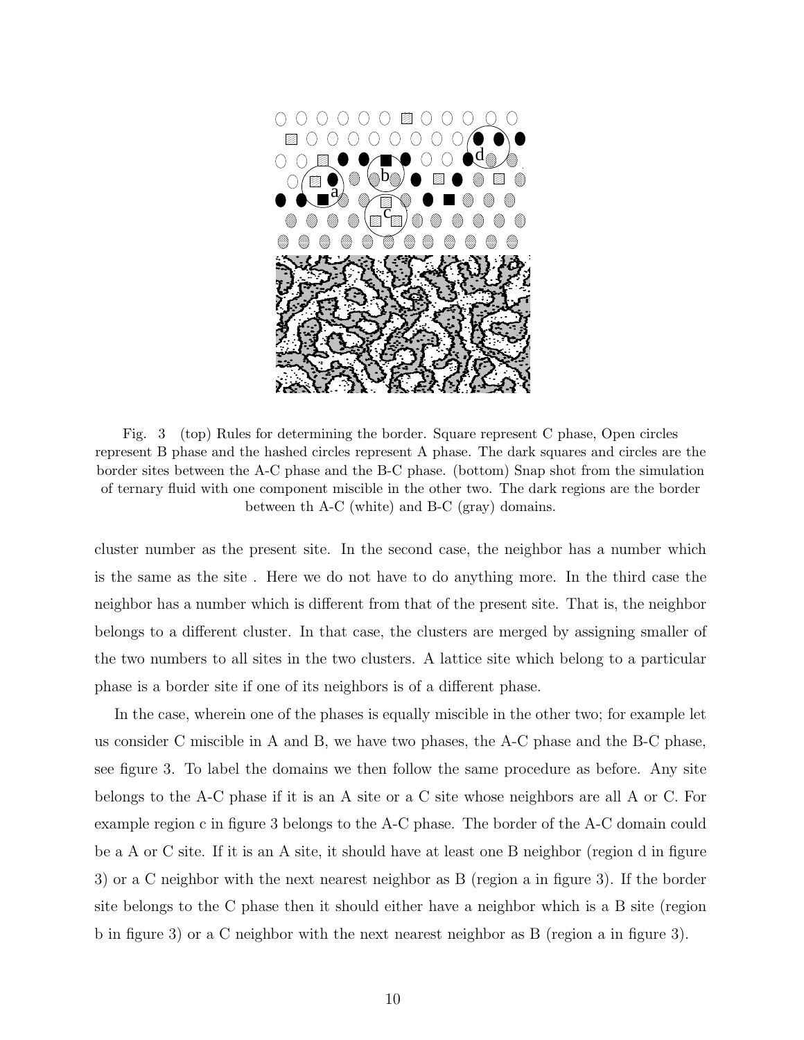Fig. 3 (top) Rules for determining the border. Square represent C phase, Open circles represent B phase and the hashed circles represent A phase. The dark squares and circles are the border sites between the A-C phase and the B-C phase. (bottom) Snap shot from the simulation of ternary fluid with one component miscible in the other two. The dark regions are the border between th A-C (white) and B-C (gray) domains.

cluster number as the present site. In the second case, the neighbor has a number which is the same as the site . Here we do not have to do anything more. In the third case the neighbor has a number which is different from that of the present site. That is, the neighbor belongs to a different cluster. In that case, the clusters are merged by assigning smaller of the two numbers to all sites in the two clusters. A lattice site which belong to a particular phase is a border site if one of its neighbors is of a different phase.

In the case, wherein one of the phases is equally miscible in the other two; for example let us consider C miscible in A and B, we have two phases, the A-C phase and the B-C phase, see figure 3. To label the domains we then follow the same procedure as before. Any site belongs to the A-C phase if it is an A site or a C site whose neighbors are all A or C. For example region c in figure 3 belongs to the A-C phase. The border of the A-C domain could be a A or C site. If it is an A site, it should have at least one B neighbor (region d in figure 3) or a C neighbor with the next nearest neighbor as B (region a in figure 3). If the border site belongs to the C phase then it should either have a neighbor which is a B site (region b in figure 3) or a C neighbor with the next nearest neighbor as B (region a in figure 3).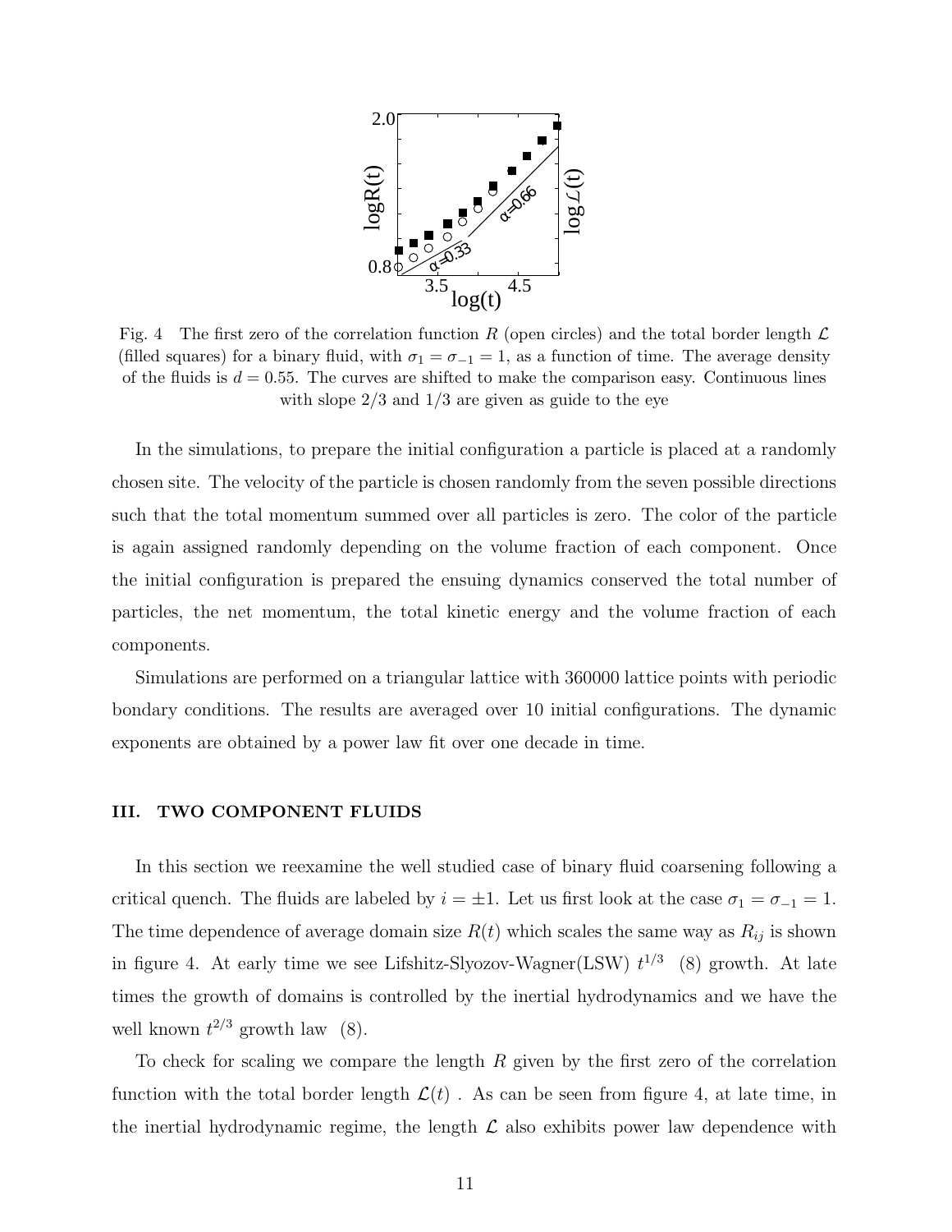Fig. 4  The first zero of the correlation function $R$ (open circles) and the total border length $\mathcal{L}$ (filled squares) for a binary fluid, with $\sigma_1 = \sigma_{-1} = 1$, as a function of time. The average density of the fluids is $d = 0.55$. The curves are shifted to make the comparison easy. Continuous lines with slope 2/3 and 1/3 are given as guide to the eye

In the simulations, to prepare the initial configuration a particle is placed at a randomly chosen site. The velocity of the particle is chosen randomly from the seven possible directions such that the total momentum summed over all particles is zero. The color of the particle is again assigned randomly depending on the volume fraction of each component. Once the initial configuration is prepared the ensuing dynamics conserved the total number of particles, the net momentum, the total kinetic energy and the volume fraction of each components.

Simulations are performed on a triangular lattice with 360000 lattice points with periodic bondary conditions. The results are averaged over 10 initial configurations. The dynamic exponents are obtained by a power law fit over one decade in time.

### III. TWO COMPONENT FLUIDS

In this section we reexamine the well studied case of binary fluid coarsening following a critical quench. The fluids are labeled by $i = \pm 1$. Let us first look at the case $\sigma_1 = \sigma_{-1} = 1$. The time dependence of average domain size $R(t)$ which scales the same way as $R_{ij}$ is shown in figure 4. At early time we see Lifshitz-Slyozov-Wagner(LSW) $t^{1/3}$ (8) growth. At late times the growth of domains is controlled by the inertial hydrodynamics and we have the well known $t^{2/3}$ growth law (8).

To check for scaling we compare the length $R$ given by the first zero of the correlation function with the total border length $\mathcal{L}(t)$ . As can be seen from figure 4, at late time, in the inertial hydrodynamic regime, the length $\mathcal{L}$ also exhibits power law dependence with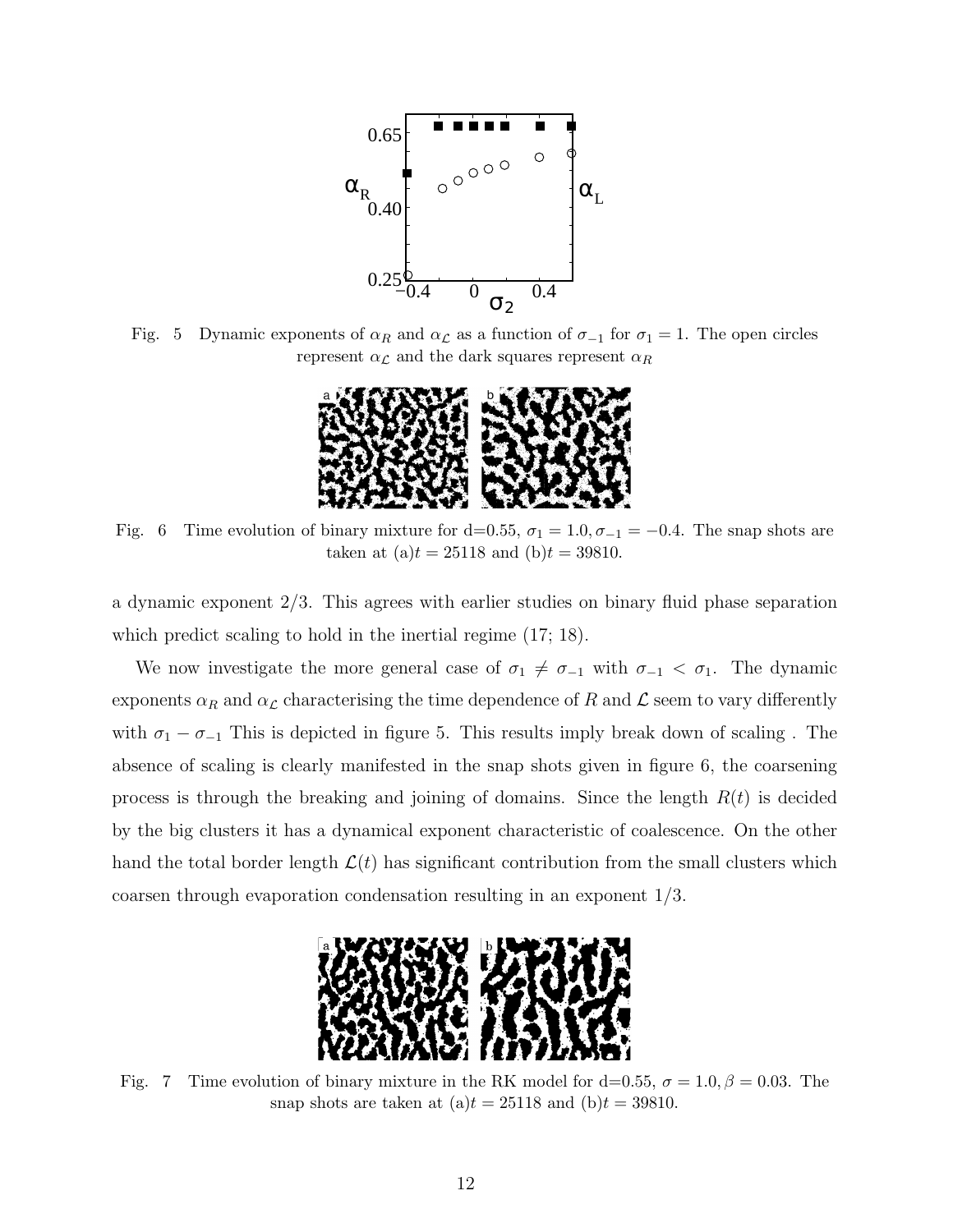Fig. 5 Dynamic exponents of $\alpha_R$ and $\alpha_{\mathcal{L}}$ as a function of $\sigma_{-1}$ for $\sigma_1 = 1$. The open circles represent $\alpha_{\mathcal{L}}$ and the dark squares represent $\alpha_R$

Fig. 6 Time evolution of binary mixture for d=0.55, $\sigma_1 = 1.0, \sigma_{-1} = -0.4$. The snap shots are taken at (a)$t = 25118$ and (b)$t = 39810$.

a dynamic exponent 2/3. This agrees with earlier studies on binary fluid phase separation which predict scaling to hold in the inertial regime (17; 18).

We now investigate the more general case of $\sigma_1 \neq \sigma_{-1}$ with $\sigma_{-1} < \sigma_1$. The dynamic exponents $\alpha_R$ and $\alpha_{\mathcal{L}}$ characterising the time dependence of $R$ and $\mathcal{L}$ seem to vary differently with $\sigma_1 - \sigma_{-1}$ This is depicted in figure 5. This results imply break down of scaling . The absence of scaling is clearly manifested in the snap shots given in figure 6, the coarsening process is through the breaking and joining of domains. Since the length $R(t)$ is decided by the big clusters it has a dynamical exponent characteristic of coalescence. On the other hand the total border length $\mathcal{L}(t)$ has significant contribution from the small clusters which coarsen through evaporation condensation resulting in an exponent 1/3.

Fig. 7 Time evolution of binary mixture in the RK model for d=0.55, $\sigma = 1.0, \beta = 0.03$. The snap shots are taken at (a)$t = 25118$ and (b)$t = 39810$.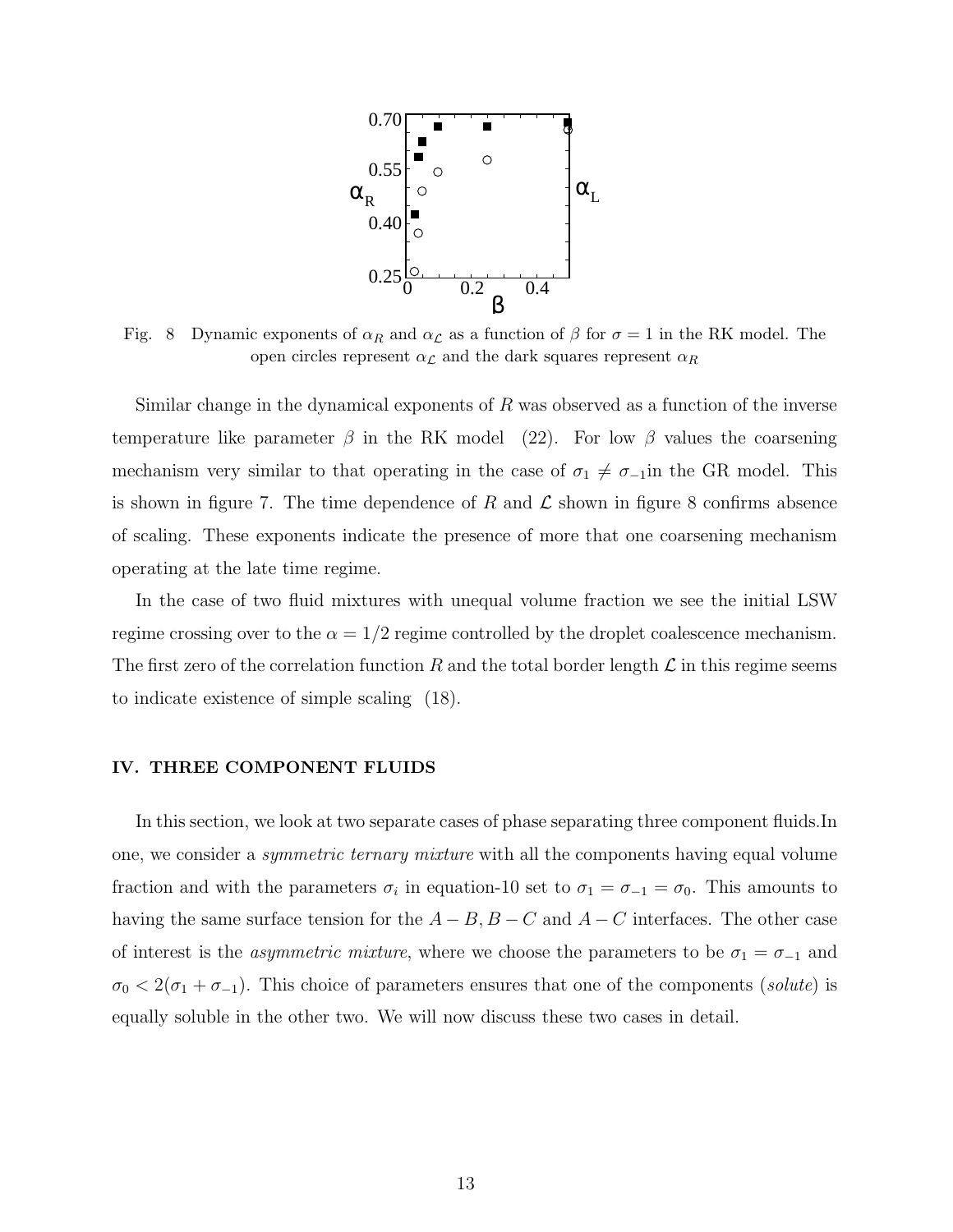Fig. 8 Dynamic exponents of $\alpha_R$ and $\alpha_{\mathcal{L}}$ as a function of $\beta$ for $\sigma = 1$ in the RK model. The open circles represent $\alpha_{\mathcal{L}}$ and the dark squares represent $\alpha_R$

Similar change in the dynamical exponents of $R$ was observed as a function of the inverse temperature like parameter $\beta$ in the RK model (22). For low $\beta$ values the coarsening mechanism very similar to that operating in the case of $\sigma_1 \neq \sigma_{-1}$in the GR model. This is shown in figure 7. The time dependence of $R$ and $\mathcal{L}$ shown in figure 8 confirms absence of scaling. These exponents indicate the presence of more that one coarsening mechanism operating at the late time regime.

In the case of two fluid mixtures with unequal volume fraction we see the initial LSW regime crossing over to the $\alpha = 1/2$ regime controlled by the droplet coalescence mechanism. The first zero of the correlation function $R$ and the total border length $\mathcal{L}$ in this regime seems to indicate existence of simple scaling (18).

## IV. THREE COMPONENT FLUIDS

In this section, we look at two separate cases of phase separating three component fluids.In one, we consider a *symmetric ternary mixture* with all the components having equal volume fraction and with the parameters $\sigma_i$ in equation-10 set to $\sigma_1 = \sigma_{-1} = \sigma_0$. This amounts to having the same surface tension for the $A-B, B-C$ and $A-C$ interfaces. The other case of interest is the *asymmetric mixture*, where we choose the parameters to be $\sigma_1 = \sigma_{-1}$ and $\sigma_0 < 2(\sigma_1 + \sigma_{-1})$. This choice of parameters ensures that one of the components (*solute*) is equally soluble in the other two. We will now discuss these two cases in detail.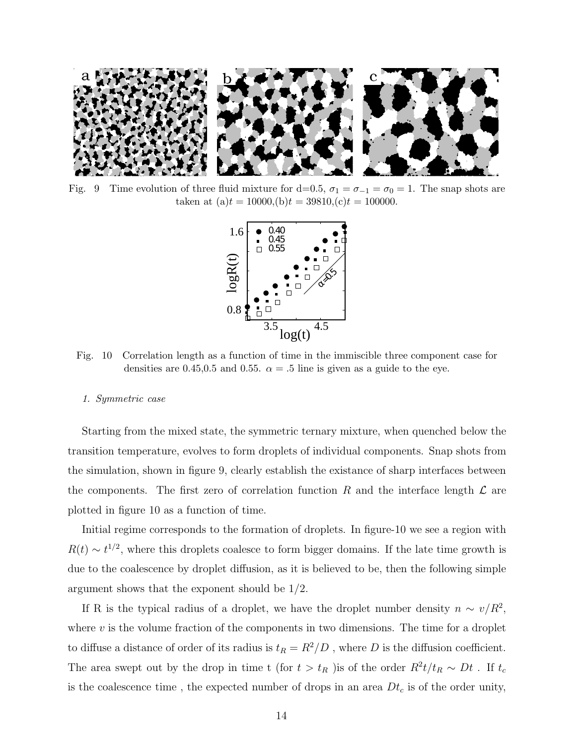Fig. 9 Time evolution of three fluid mixture for d=0.5, $\sigma_1 = \sigma_{-1} = \sigma_0 = 1$. The snap shots are taken at (a)$t = 10000$,(b)$t = 39810$,(c)$t = 100000$.

Fig. 10 Correlation length as a function of time in the immiscible three component case for densities are 0.45,0.5 and 0.55. $\alpha = .5$ line is given as a guide to the eye.

#### 1. Symmetric case

Starting from the mixed state, the symmetric ternary mixture, when quenched below the transition temperature, evolves to form droplets of individual components. Snap shots from the simulation, shown in figure 9, clearly establish the existance of sharp interfaces between the components. The first zero of correlation function $R$ and the interface length $\mathcal{L}$ are plotted in figure 10 as a function of time.

Initial regime corresponds to the formation of droplets. In figure-10 we see a region with $R(t) \sim t^{1/2}$, where this droplets coalesce to form bigger domains. If the late time growth is due to the coalescence by droplet diffusion, as it is believed to be, then the following simple argument shows that the exponent should be 1/2.

If R is the typical radius of a droplet, we have the droplet number density $n \sim v/R^2$, where $v$ is the volume fraction of the components in two dimensions. The time for a droplet to diffuse a distance of order of its radius is $t_R = R^2/D$ , where $D$ is the diffusion coefficient. The area swept out by the drop in time t (for $t > t_R$ )is of the order $R^2 t/t_R \sim Dt$ . If $t_c$ is the coalescence time , the expected number of drops in an area $Dt_c$ is of the order unity,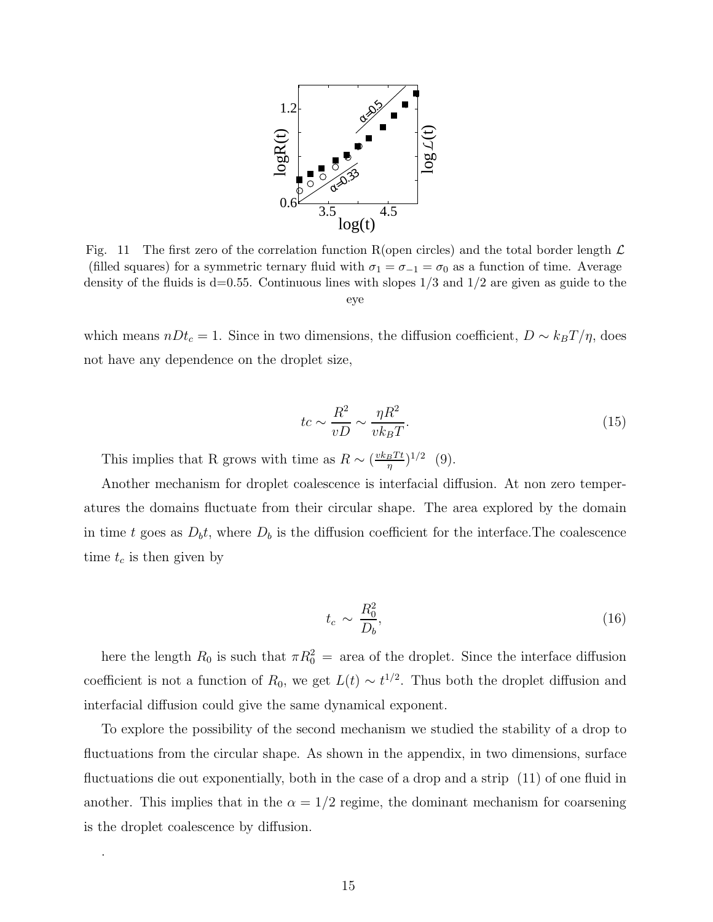Fig. 11 The first zero of the correlation function R(open circles) and the total border length $\mathcal{L}$ (filled squares) for a symmetric ternary fluid with $\sigma_1 = \sigma_{-1} = \sigma_0$ as a function of time. Average density of the fluids is d=0.55. Continuous lines with slopes 1/3 and 1/2 are given as guide to the eye

which means $nDt_c = 1$. Since in two dimensions, the diffusion coefficient, $D \sim k_B T/\eta$, does not have any dependence on the droplet size,

$$tc \sim \frac{R^2}{vD} \sim \frac{\eta R^2}{v k_B T}. \tag{15}$$

This implies that R grows with time as $R \sim (\frac{v k_B T t}{\eta})^{1/2}$ (9).

Another mechanism for droplet coalescence is interfacial diffusion. At non zero temperatures the domains fluctuate from their circular shape. The area explored by the domain in time $t$ goes as $D_b t$, where $D_b$ is the diffusion coefficient for the interface.The coalescence time $t_c$ is then given by

$$t_c \sim \frac{R_0^2}{D_b}, \tag{16}$$

here the length $R_0$ is such that $\pi R_0^2 =$ area of the droplet. Since the interface diffusion coefficient is not a function of $R_0$, we get $L(t) \sim t^{1/2}$. Thus both the droplet diffusion and interfacial diffusion could give the same dynamical exponent.

To explore the possibility of the second mechanism we studied the stability of a drop to fluctuations from the circular shape. As shown in the appendix, in two dimensions, surface fluctuations die out exponentially, both in the case of a drop and a strip (11) of one fluid in another. This implies that in the $\alpha = 1/2$ regime, the dominant mechanism for coarsening is the droplet coalescence by diffusion.

.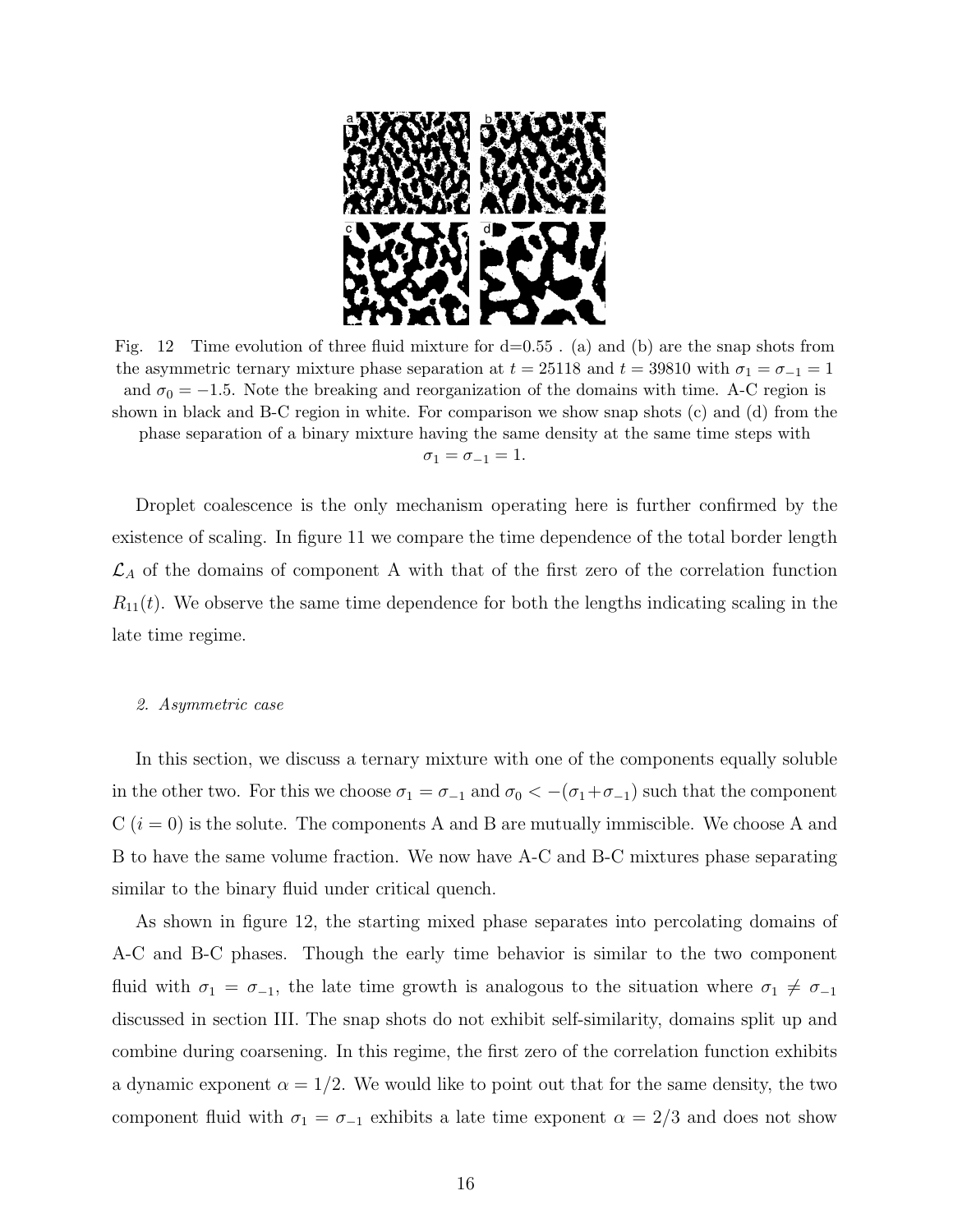Fig. 12 Time evolution of three fluid mixture for d=0.55 . (a) and (b) are the snap shots from the asymmetric ternary mixture phase separation at $t = 25118$ and $t = 39810$ with $\sigma_1 = \sigma_{-1} = 1$ and $\sigma_0 = -1.5$. Note the breaking and reorganization of the domains with time. A-C region is shown in black and B-C region in white. For comparison we show snap shots (c) and (d) from the phase separation of a binary mixture having the same density at the same time steps with $\sigma_1 = \sigma_{-1} = 1$.

Droplet coalescence is the only mechanism operating here is further confirmed by the existence of scaling. In figure 11 we compare the time dependence of the total border length $\mathcal{L}_A$ of the domains of component A with that of the first zero of the correlation function $R_{11}(t)$. We observe the same time dependence for both the lengths indicating scaling in the late time regime.

### *2. Asymmetric case*

In this section, we discuss a ternary mixture with one of the components equally soluble in the other two. For this we choose $\sigma_1 = \sigma_{-1}$ and $\sigma_0 < -(\sigma_1 + \sigma_{-1})$ such that the component C ($i = 0$) is the solute. The components A and B are mutually immiscible. We choose A and B to have the same volume fraction. We now have A-C and B-C mixtures phase separating similar to the binary fluid under critical quench.

As shown in figure 12, the starting mixed phase separates into percolating domains of A-C and B-C phases. Though the early time behavior is similar to the two component fluid with $\sigma_1 = \sigma_{-1}$, the late time growth is analogous to the situation where $\sigma_1 \neq \sigma_{-1}$ discussed in section III. The snap shots do not exhibit self-similarity, domains split up and combine during coarsening. In this regime, the first zero of the correlation function exhibits a dynamic exponent $\alpha = 1/2$. We would like to point out that for the same density, the two component fluid with $\sigma_1 = \sigma_{-1}$ exhibits a late time exponent $\alpha = 2/3$ and does not show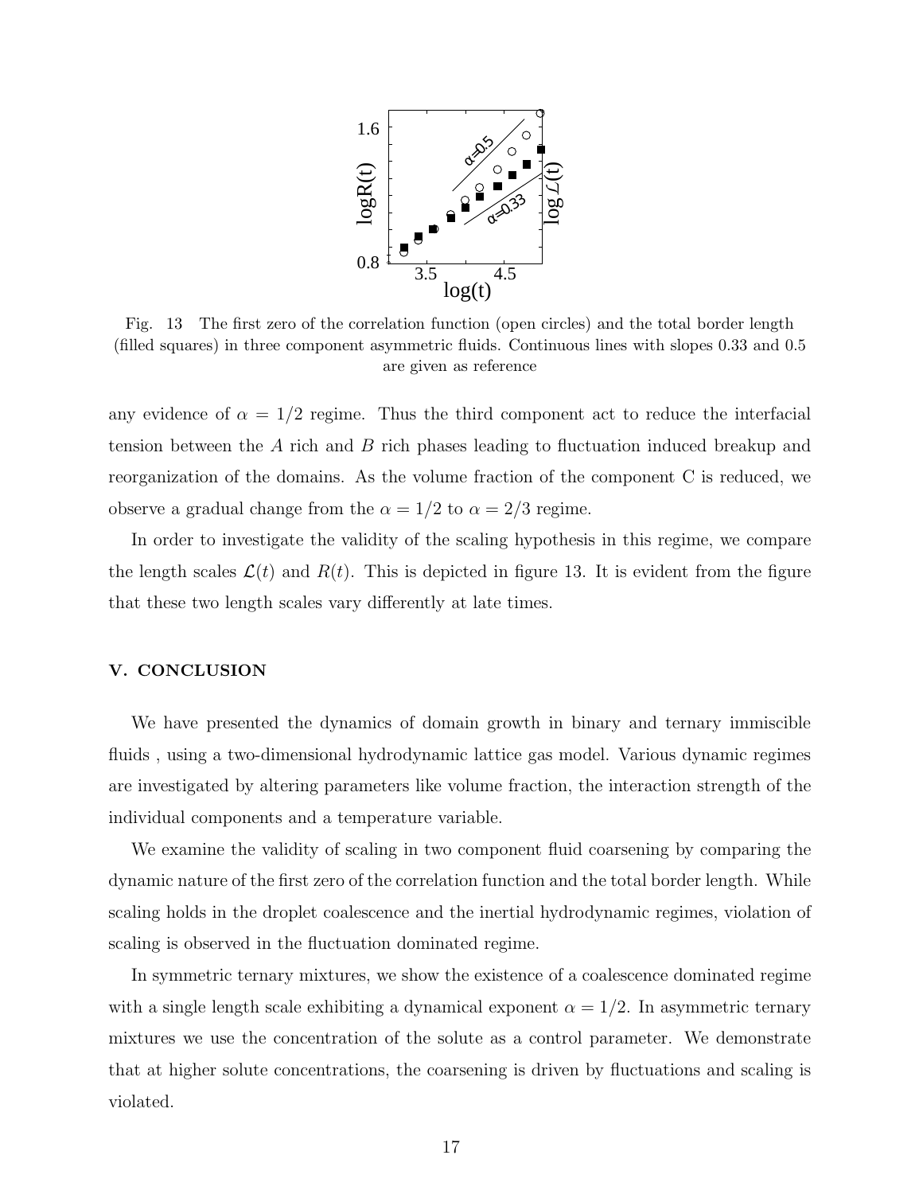Fig. 13 The first zero of the correlation function (open circles) and the total border length (filled squares) in three component asymmetric fluids. Continuous lines with slopes 0.33 and 0.5 are given as reference

any evidence of $\alpha = 1/2$ regime. Thus the third component act to reduce the interfacial tension between the $A$ rich and $B$ rich phases leading to fluctuation induced breakup and reorganization of the domains. As the volume fraction of the component C is reduced, we observe a gradual change from the $\alpha = 1/2$ to $\alpha = 2/3$ regime.

In order to investigate the validity of the scaling hypothesis in this regime, we compare the length scales $\mathcal{L}(t)$ and $R(t)$. This is depicted in figure 13. It is evident from the figure that these two length scales vary differently at late times.

## V. CONCLUSION

We have presented the dynamics of domain growth in binary and ternary immiscible fluids , using a two-dimensional hydrodynamic lattice gas model. Various dynamic regimes are investigated by altering parameters like volume fraction, the interaction strength of the individual components and a temperature variable.

We examine the validity of scaling in two component fluid coarsening by comparing the dynamic nature of the first zero of the correlation function and the total border length. While scaling holds in the droplet coalescence and the inertial hydrodynamic regimes, violation of scaling is observed in the fluctuation dominated regime.

In symmetric ternary mixtures, we show the existence of a coalescence dominated regime with a single length scale exhibiting a dynamical exponent $\alpha = 1/2$. In asymmetric ternary mixtures we use the concentration of the solute as a control parameter. We demonstrate that at higher solute concentrations, the coarsening is driven by fluctuations and scaling is violated.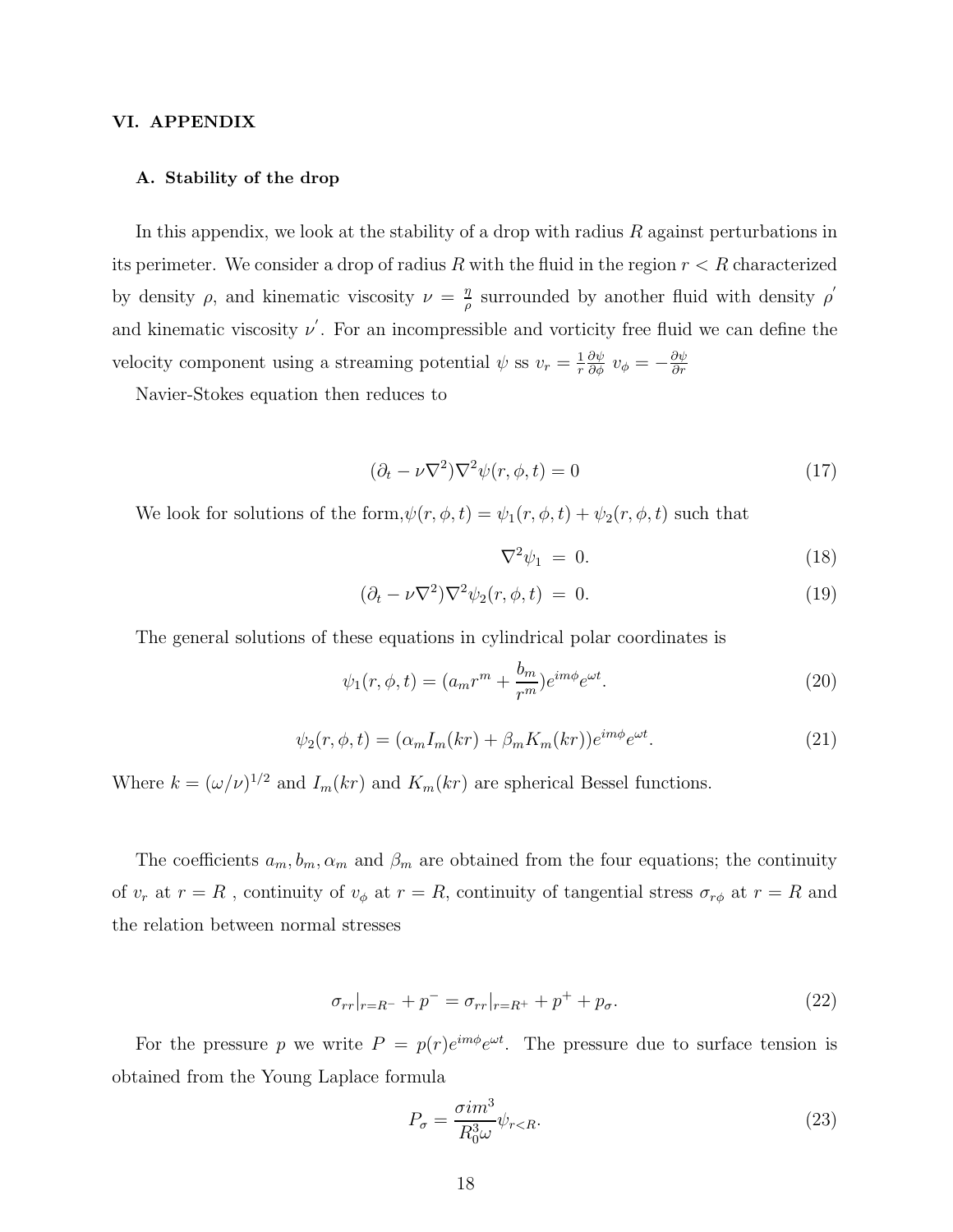## VI. APPENDIX

### A. Stability of the drop

In this appendix, we look at the stability of a drop with radius $R$ against perturbations in its perimeter. We consider a drop of radius $R$ with the fluid in the region $r < R$ characterized by density $\rho$, and kinematic viscosity $\nu = \frac{\eta}{\rho}$ surrounded by another fluid with density $\rho^{'}$ and kinematic viscosity $\nu^{'}$. For an incompressible and vorticity free fluid we can define the velocity component using a streaming potential $\psi$ ss $v_r = \frac{1}{r}\frac{\partial \psi}{\partial \phi}$ $v_\phi = -\frac{\partial \psi}{\partial r}$

Navier-Stokes equation then reduces to

$$(\partial_t - \nu \nabla^2)\nabla^2 \psi(r, \phi, t) = 0 \tag{17}$$

We look for solutions of the form,$\psi(r, \phi, t) = \psi_1(r, \phi, t) + \psi_2(r, \phi, t)$ such that

$$\nabla^2 \psi_1 = 0. \tag{18}$$

$$(\partial_t - \nu \nabla^2)\nabla^2 \psi_2(r, \phi, t) = 0. \tag{19}$$

The general solutions of these equations in cylindrical polar coordinates is

$$\psi_1(r, \phi, t) = (a_m r^m + \frac{b_m}{r^m})e^{im\phi}e^{\omega t}. \tag{20}$$

$$\psi_2(r, \phi, t) = (\alpha_m I_m(kr) + \beta_m K_m(kr))e^{im\phi}e^{\omega t}. \tag{21}$$

Where $k = (\omega/\nu)^{1/2}$ and $I_m(kr)$ and $K_m(kr)$ are spherical Bessel functions.

The coefficients $a_m, b_m, \alpha_m$ and $\beta_m$ are obtained from the four equations; the continuity of $v_r$ at $r = R$ , continuity of $v_\phi$ at $r = R$, continuity of tangential stress $\sigma_{r\phi}$ at $r = R$ and the relation between normal stresses

$$\sigma_{rr}|_{r=R^-} + p^- = \sigma_{rr}|_{r=R^+} + p^+ + p_\sigma. \tag{22}$$

For the pressure $p$ we write $P = p(r)e^{im\phi}e^{\omega t}$. The pressure due to surface tension is obtained from the Young Laplace formula

$$P_\sigma = \frac{\sigma i m^3}{R_0^3 \omega}\psi_{r<R}. \tag{23}$$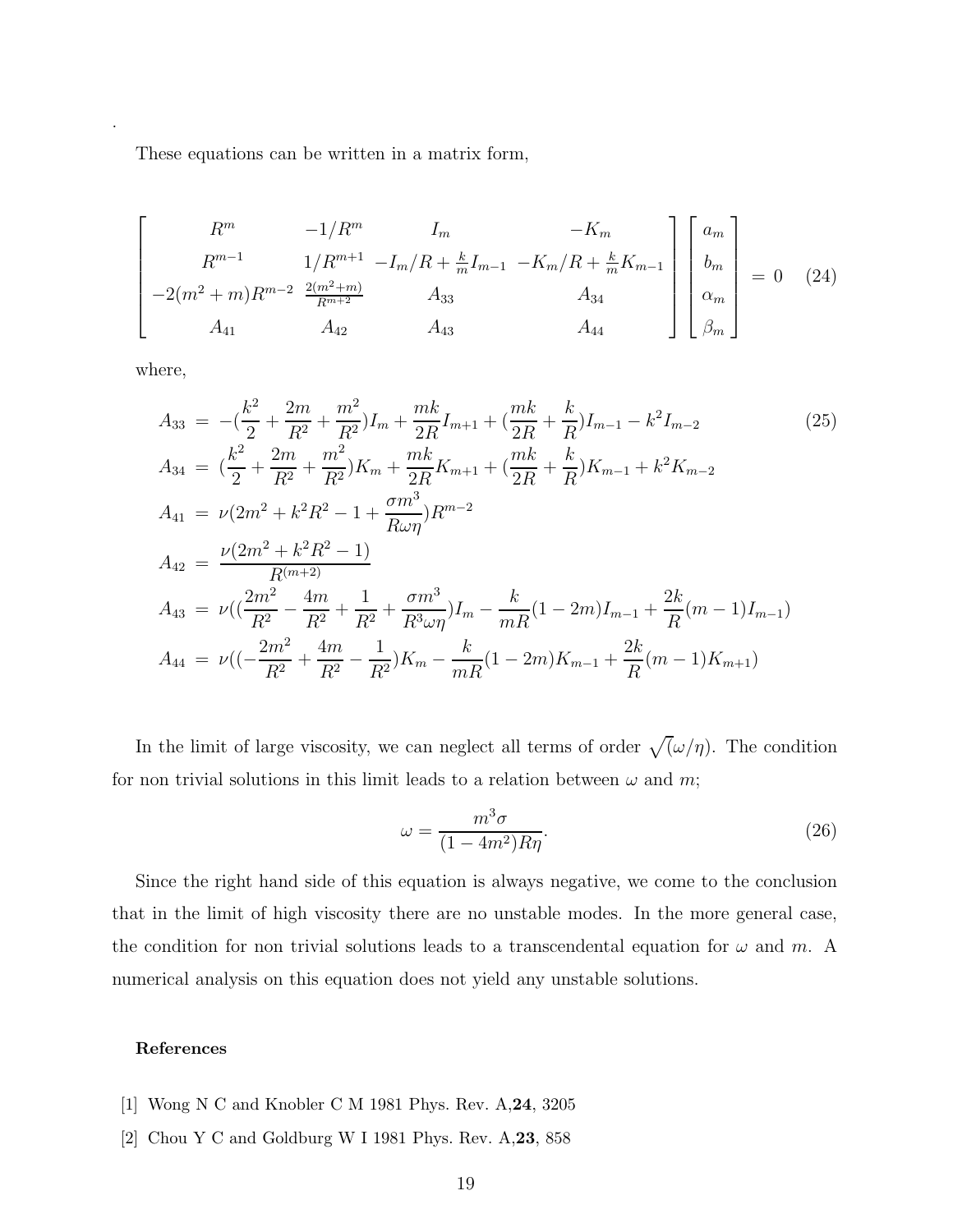These equations can be written in a matrix form,

$$
\begin{bmatrix}
R^m & -1/R^m & I_m & -K_m \\
R^{m-1} & 1/R^{m+1} & -I_m/R + \frac{k}{m} I_{m-1} & -K_m/R + \frac{k}{m} K_{m-1} \\
-2(m^2+m)R^{m-2} & \frac{2(m^2+m)}{R^{m+2}} & A_{33} & A_{34} \\
A_{41} & A_{42} & A_{43} & A_{44}
\end{bmatrix}
\begin{bmatrix}
a_m \\ b_m \\ \alpha_m \\ \beta_m
\end{bmatrix}
= 0 \tag{24}
$$

where,

$$
\begin{aligned}
A_{33} &= -(\frac{k^2}{2} + \frac{2m}{R^2} + \frac{m^2}{R^2})I_m + \frac{mk}{2R} I_{m+1} + (\frac{mk}{2R} + \frac{k}{R})I_{m-1} - k^2 I_{m-2} \\
A_{34} &= (\frac{k^2}{2} + \frac{2m}{R^2} + \frac{m^2}{R^2})K_m + \frac{mk}{2R} K_{m+1} + (\frac{mk}{2R} + \frac{k}{R})K_{m-1} + k^2 K_{m-2} \\
A_{41} &= \nu(2m^2 + k^2R^2 - 1 + \frac{\sigma m^3}{R\omega\eta})R^{m-2} \\
A_{42} &= \frac{\nu(2m^2 + k^2R^2 - 1)}{R^{(m+2)}} \\
A_{43} &= \nu((\frac{2m^2}{R^2} - \frac{4m}{R^2} + \frac{1}{R^2} + \frac{\sigma m^3}{R^3\omega\eta})I_m - \frac{k}{mR}(1-2m)I_{m-1} + \frac{2k}{R}(m-1)I_{m-1}) \\
A_{44} &= \nu((-\frac{2m^2}{R^2} + \frac{4m}{R^2} - \frac{1}{R^2})K_m - \frac{k}{mR}(1-2m)K_{m-1} + \frac{2k}{R}(m-1)K_{m+1})
\end{aligned}
\tag{25}
$$

In the limit of large viscosity, we can neglect all terms of order $\sqrt{(\omega/\eta)}$. The condition for non trivial solutions in this limit leads to a relation between $\omega$ and $m$;

$$
\omega = \frac{m^3\sigma}{(1-4m^2)R\eta}. \tag{26}
$$

Since the right hand side of this equation is always negative, we come to the conclusion that in the limit of high viscosity there are no unstable modes. In the more general case, the condition for non trivial solutions leads to a transcendental equation for $\omega$ and $m$. A numerical analysis on this equation does not yield any unstable solutions.

#### References

[1] Wong N C and Knobler C M 1981 Phys. Rev. A,**24**, 3205

[2] Chou Y C and Goldburg W I 1981 Phys. Rev. A,**23**, 858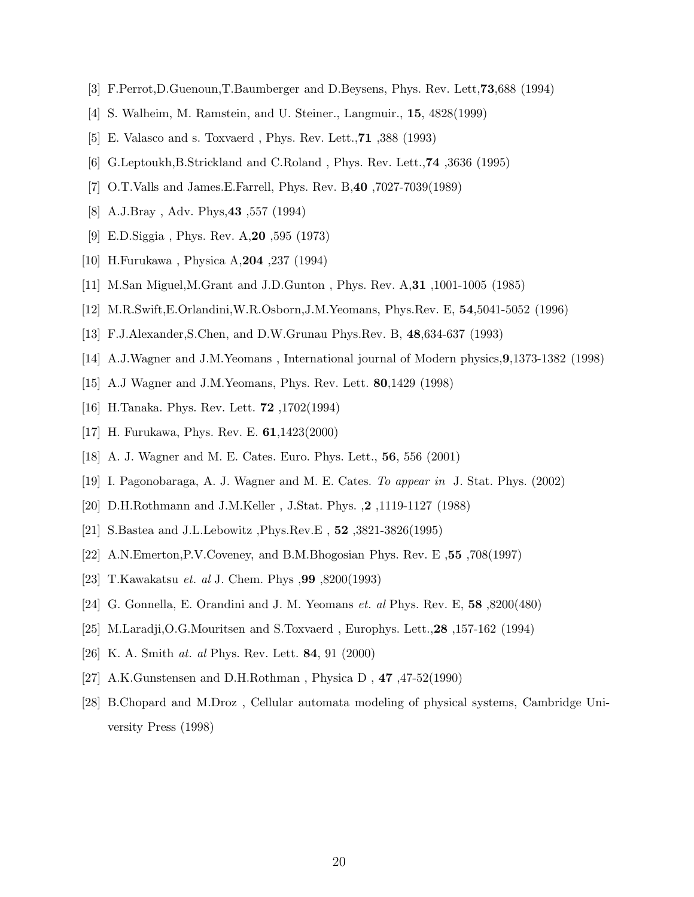[3] F.Perrot,D.Guenoun,T.Baumberger and D.Beysens, Phys. Rev. Lett,**73**,688 (1994)

[4] S. Walheim, M. Ramstein, and U. Steiner., Langmuir., **15**, 4828(1999)

[5] E. Valasco and s. Toxvaerd , Phys. Rev. Lett.,**71** ,388 (1993)

[6] G.Leptoukh,B.Strickland and C.Roland , Phys. Rev. Lett.,**74** ,3636 (1995)

[7] O.T.Valls and James.E.Farrell, Phys. Rev. B,**40** ,7027-7039(1989)

[8] A.J.Bray , Adv. Phys,**43** ,557 (1994)

[9] E.D.Siggia , Phys. Rev. A,**20** ,595 (1973)

[10] H.Furukawa , Physica A,**204** ,237 (1994)

[11] M.San Miguel,M.Grant and J.D.Gunton , Phys. Rev. A,**31** ,1001-1005 (1985)

[12] M.R.Swift,E.Orlandini,W.R.Osborn,J.M.Yeomans, Phys.Rev. E, **54**,5041-5052 (1996)

[13] F.J.Alexander,S.Chen, and D.W.Grunau Phys.Rev. B, **48**,634-637 (1993)

[14] A.J.Wagner and J.M.Yeomans , International journal of Modern physics,**9**,1373-1382 (1998)

[15] A.J Wagner and J.M.Yeomans, Phys. Rev. Lett. **80**,1429 (1998)

[16] H.Tanaka. Phys. Rev. Lett. **72** ,1702(1994)

[17] H. Furukawa, Phys. Rev. E. **61**,1423(2000)

[18] A. J. Wagner and M. E. Cates. Euro. Phys. Lett., **56**, 556 (2001)

[19] I. Pagonobaraga, A. J. Wagner and M. E. Cates. *To appear in* J. Stat. Phys. (2002)

[20] D.H.Rothmann and J.M.Keller , J.Stat. Phys. ,**2** ,1119-1127 (1988)

[21] S.Bastea and J.L.Lebowitz ,Phys.Rev.E , **52** ,3821-3826(1995)

[22] A.N.Emerton,P.V.Coveney, and B.M.Bhogosian Phys. Rev. E ,**55** ,708(1997)

[23] T.Kawakatsu *et. al* J. Chem. Phys ,**99** ,8200(1993)

[24] G. Gonnella, E. Orandini and J. M. Yeomans *et. al* Phys. Rev. E, **58** ,8200(480)

[25] M.Laradji,O.G.Mouritsen and S.Toxvaerd , Europhys. Lett.,**28** ,157-162 (1994)

[26] K. A. Smith *at. al* Phys. Rev. Lett. **84**, 91 (2000)

[27] A.K.Gunstensen and D.H.Rothman , Physica D , **47** ,47-52(1990)

[28] B.Chopard and M.Droz , Cellular automata modeling of physical systems, Cambridge University Press (1998)